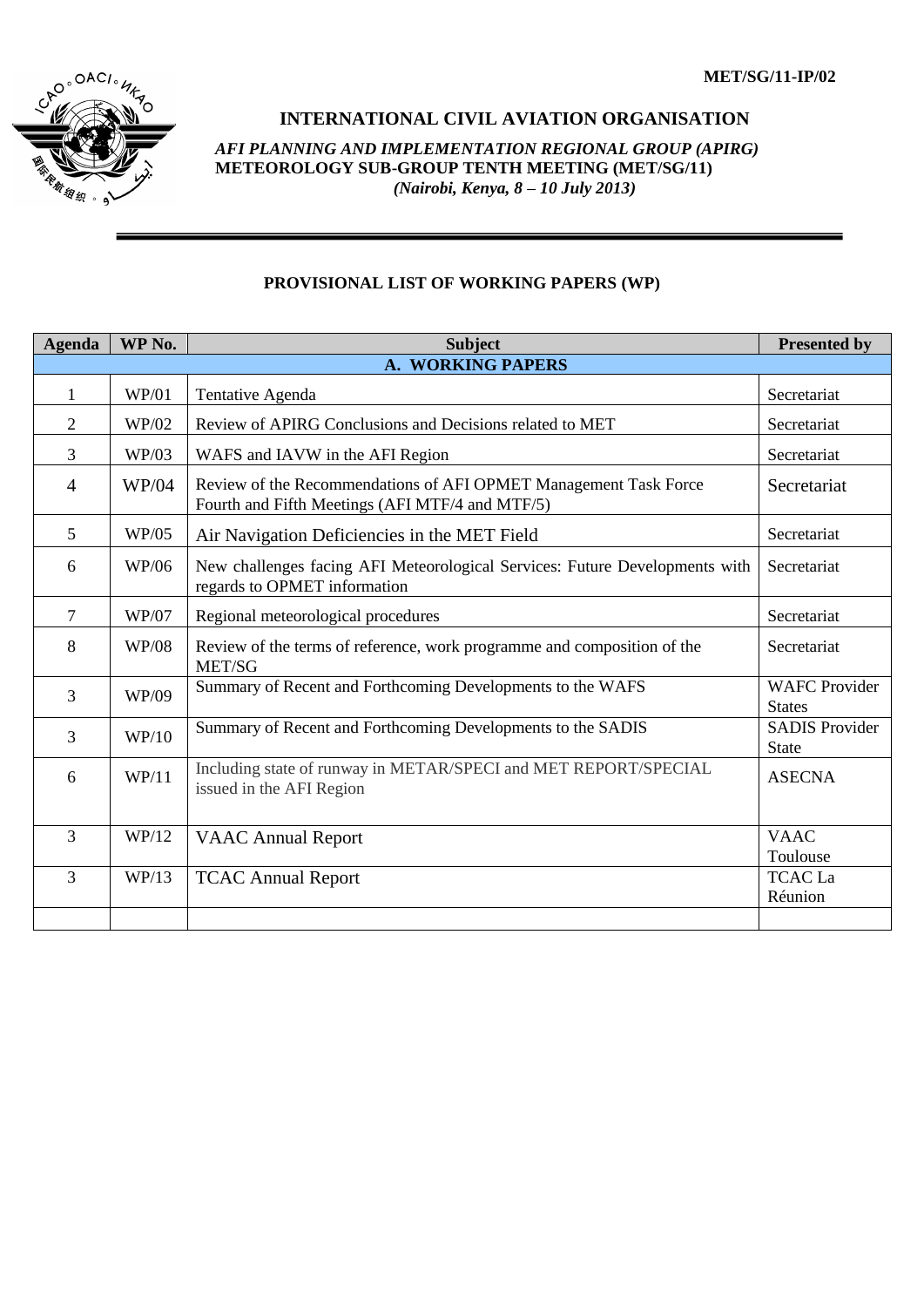MET/SG/11-IP/02

# INTERNATIONAL CIVIL AVIATION ORGANISATION

***AFI PLANNING AND IMPLEMENTATION REGIONAL GROUP (APIRG)***
**METEOROLOGY SUB-GROUP TENTH MEETING (MET/SG/11)**
***(Nairobi, Kenya, 8 – 10 July 2013)***

## PROVISIONAL LIST OF WORKING PAPERS (WP)

| Agenda | WP No. | Subject | Presented by |
|---|---|---|---|
| **A. WORKING PAPERS** | | | |
| 1 | WP/01 | Tentative Agenda | Secretariat |
| 2 | WP/02 | Review of APIRG Conclusions and Decisions related to MET | Secretariat |
| 3 | WP/03 | WAFS and IAVW in the AFI Region | Secretariat |
| 4 | WP/04 | Review of the Recommendations of AFI OPMET Management Task Force Fourth and Fifth Meetings (AFI MTF/4 and MTF/5) | Secretariat |
| 5 | WP/05 | Air Navigation Deficiencies in the MET Field | Secretariat |
| 6 | WP/06 | New challenges facing AFI Meteorological Services: Future Developments with regards to OPMET information | Secretariat |
| 7 | WP/07 | Regional meteorological procedures | Secretariat |
| 8 | WP/08 | Review of the terms of reference, work programme and composition of the MET/SG | Secretariat |
| 3 | WP/09 | Summary of Recent and Forthcoming Developments to the WAFS | WAFC Provider States |
| 3 | WP/10 | Summary of Recent and Forthcoming Developments to the SADIS | SADIS Provider State |
| 6 | WP/11 | Including state of runway in METAR/SPECI and MET REPORT/SPECIAL issued in the AFI Region | ASECNA |
| 3 | WP/12 | VAAC Annual Report | VAAC Toulouse |
| 3 | WP/13 | TCAC Annual Report | TCAC La Réunion |
| | | | |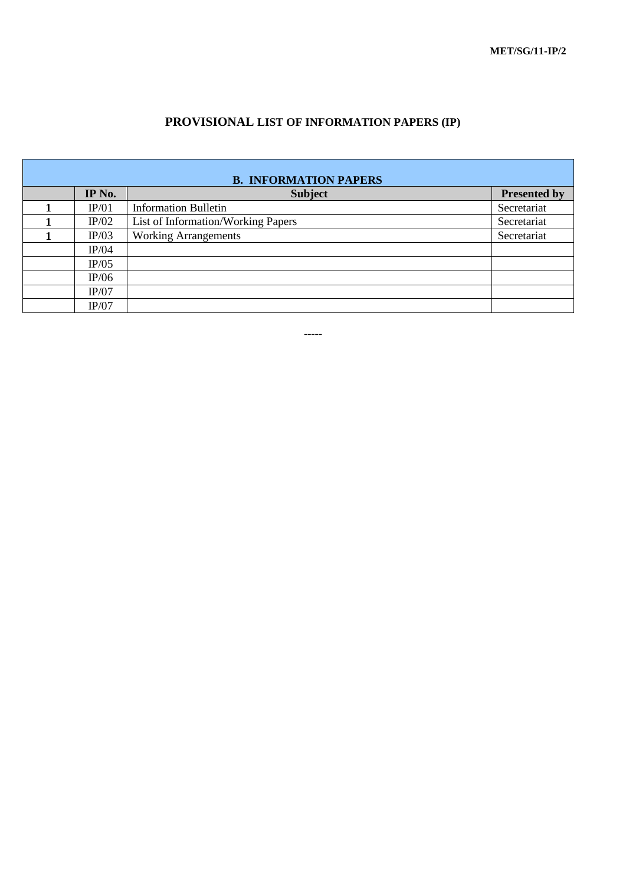# PROVISIONAL LIST OF INFORMATION PAPERS (IP)

| B. INFORMATION PAPERS | | | |
|---|---|---|---|
| | **IP No.** | **Subject** | **Presented by** |
| **1** | IP/01 | Information Bulletin | Secretariat |
| **1** | IP/02 | List of Information/Working Papers | Secretariat |
| **1** | IP/03 | Working Arrangements | Secretariat |
| | IP/04 | | |
| | IP/05 | | |
| | IP/06 | | |
| | IP/07 | | |
| | IP/07 | | |

-----